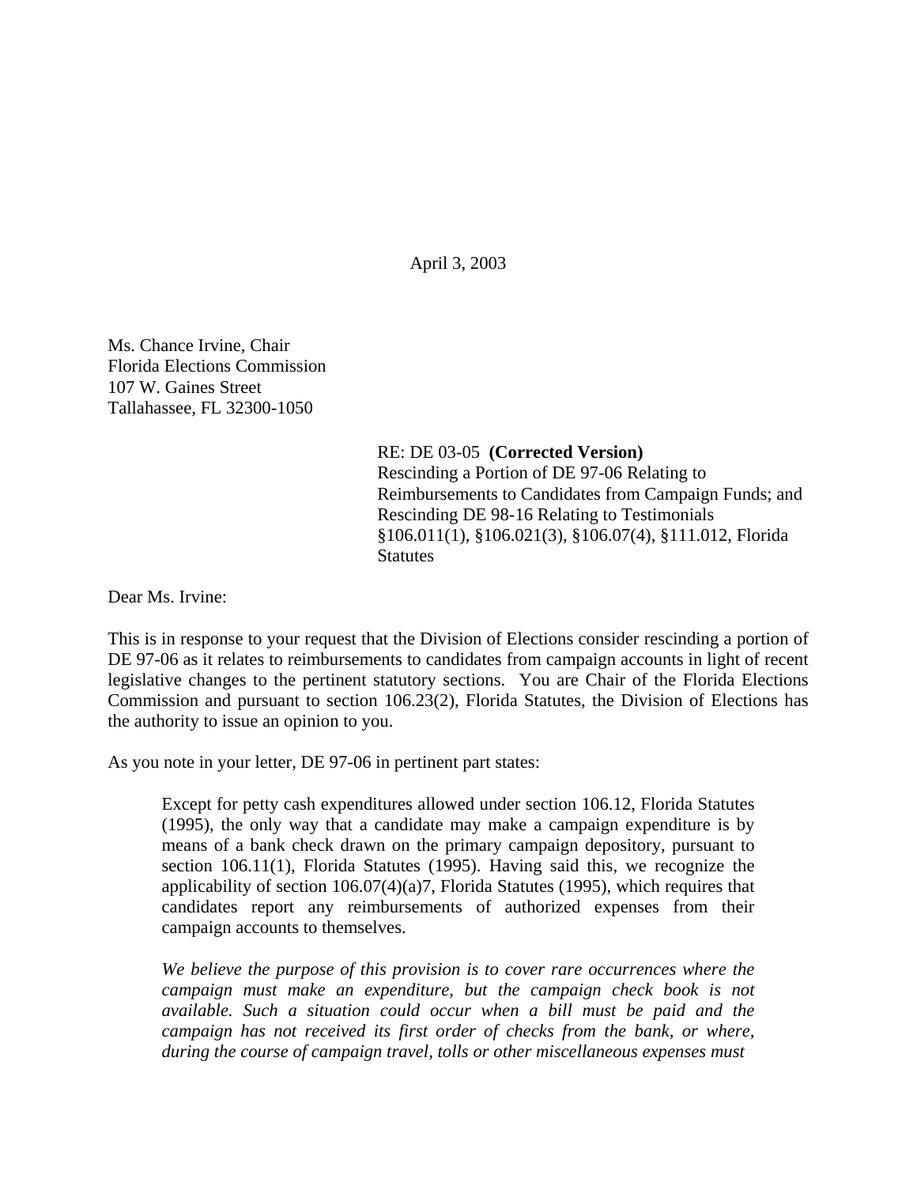April 3, 2003

Ms. Chance Irvine, Chair
Florida Elections Commission
107 W. Gaines Street
Tallahassee, FL 32300-1050

RE: DE 03-05 **(Corrected Version)**
Rescinding a Portion of DE 97-06 Relating to Reimbursements to Candidates from Campaign Funds; and Rescinding DE 98-16 Relating to Testimonials
§106.011(1), §106.021(3), §106.07(4), §111.012, Florida Statutes

Dear Ms. Irvine:

This is in response to your request that the Division of Elections consider rescinding a portion of DE 97-06 as it relates to reimbursements to candidates from campaign accounts in light of recent legislative changes to the pertinent statutory sections. You are Chair of the Florida Elections Commission and pursuant to section 106.23(2), Florida Statutes, the Division of Elections has the authority to issue an opinion to you.

As you note in your letter, DE 97-06 in pertinent part states:

> Except for petty cash expenditures allowed under section 106.12, Florida Statutes (1995), the only way that a candidate may make a campaign expenditure is by means of a bank check drawn on the primary campaign depository, pursuant to section 106.11(1), Florida Statutes (1995). Having said this, we recognize the applicability of section 106.07(4)(a)7, Florida Statutes (1995), which requires that candidates report any reimbursements of authorized expenses from their campaign accounts to themselves.
>
> *We believe the purpose of this provision is to cover rare occurrences where the campaign must make an expenditure, but the campaign check book is not available. Such a situation could occur when a bill must be paid and the campaign has not received its first order of checks from the bank, or where, during the course of campaign travel, tolls or other miscellaneous expenses must*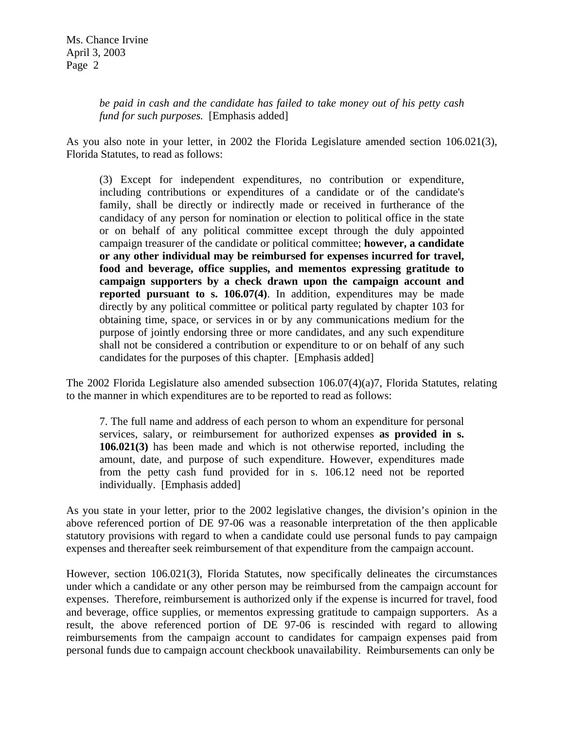> *be paid in cash and the candidate has failed to take money out of his petty cash fund for such purposes.* [Emphasis added]

As you also note in your letter, in 2002 the Florida Legislature amended section 106.021(3), Florida Statutes, to read as follows:

> (3) Except for independent expenditures, no contribution or expenditure, including contributions or expenditures of a candidate or of the candidate's family, shall be directly or indirectly made or received in furtherance of the candidacy of any person for nomination or election to political office in the state or on behalf of any political committee except through the duly appointed campaign treasurer of the candidate or political committee; **however, a candidate or any other individual may be reimbursed for expenses incurred for travel, food and beverage, office supplies, and mementos expressing gratitude to campaign supporters by a check drawn upon the campaign account and reported pursuant to s. 106.07(4)**. In addition, expenditures may be made directly by any political committee or political party regulated by chapter 103 for obtaining time, space, or services in or by any communications medium for the purpose of jointly endorsing three or more candidates, and any such expenditure shall not be considered a contribution or expenditure to or on behalf of any such candidates for the purposes of this chapter. [Emphasis added]

The 2002 Florida Legislature also amended subsection 106.07(4)(a)7, Florida Statutes, relating to the manner in which expenditures are to be reported to read as follows:

> 7. The full name and address of each person to whom an expenditure for personal services, salary, or reimbursement for authorized expenses **as provided in s. 106.021(3)** has been made and which is not otherwise reported, including the amount, date, and purpose of such expenditure. However, expenditures made from the petty cash fund provided for in s. 106.12 need not be reported individually. [Emphasis added]

As you state in your letter, prior to the 2002 legislative changes, the division's opinion in the above referenced portion of DE 97-06 was a reasonable interpretation of the then applicable statutory provisions with regard to when a candidate could use personal funds to pay campaign expenses and thereafter seek reimbursement of that expenditure from the campaign account.

However, section 106.021(3), Florida Statutes, now specifically delineates the circumstances under which a candidate or any other person may be reimbursed from the campaign account for expenses. Therefore, reimbursement is authorized only if the expense is incurred for travel, food and beverage, office supplies, or mementos expressing gratitude to campaign supporters. As a result, the above referenced portion of DE 97-06 is rescinded with regard to allowing reimbursements from the campaign account to candidates for campaign expenses paid from personal funds due to campaign account checkbook unavailability. Reimbursements can only be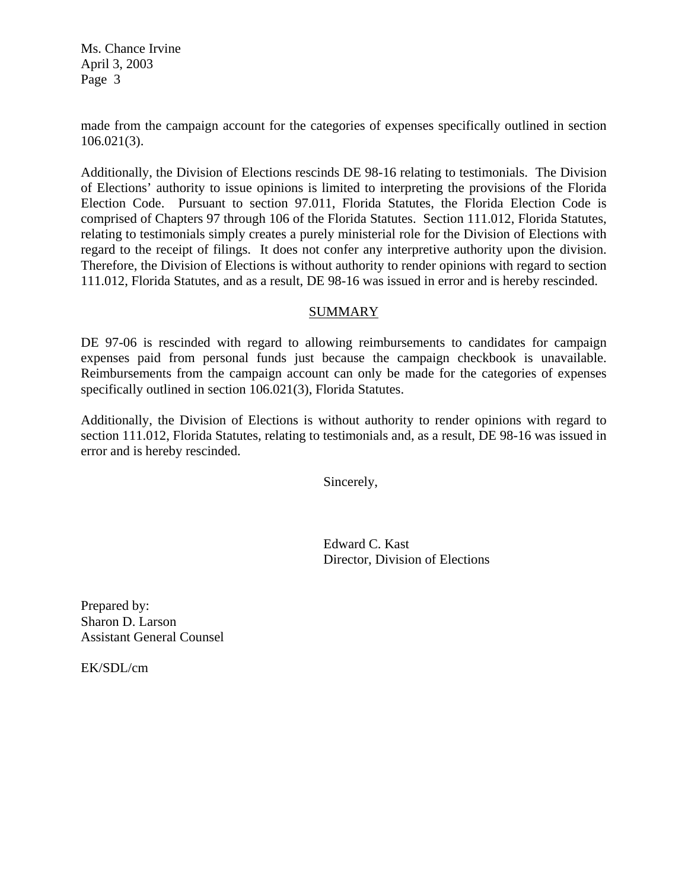made from the campaign account for the categories of expenses specifically outlined in section 106.021(3).

Additionally, the Division of Elections rescinds DE 98-16 relating to testimonials. The Division of Elections' authority to issue opinions is limited to interpreting the provisions of the Florida Election Code. Pursuant to section 97.011, Florida Statutes, the Florida Election Code is comprised of Chapters 97 through 106 of the Florida Statutes. Section 111.012, Florida Statutes, relating to testimonials simply creates a purely ministerial role for the Division of Elections with regard to the receipt of filings. It does not confer any interpretive authority upon the division. Therefore, the Division of Elections is without authority to render opinions with regard to section 111.012, Florida Statutes, and as a result, DE 98-16 was issued in error and is hereby rescinded.

## SUMMARY

DE 97-06 is rescinded with regard to allowing reimbursements to candidates for campaign expenses paid from personal funds just because the campaign checkbook is unavailable. Reimbursements from the campaign account can only be made for the categories of expenses specifically outlined in section 106.021(3), Florida Statutes.

Additionally, the Division of Elections is without authority to render opinions with regard to section 111.012, Florida Statutes, relating to testimonials and, as a result, DE 98-16 was issued in error and is hereby rescinded.

Sincerely,

Edward C. Kast
Director, Division of Elections

Prepared by:
Sharon D. Larson
Assistant General Counsel

EK/SDL/cm